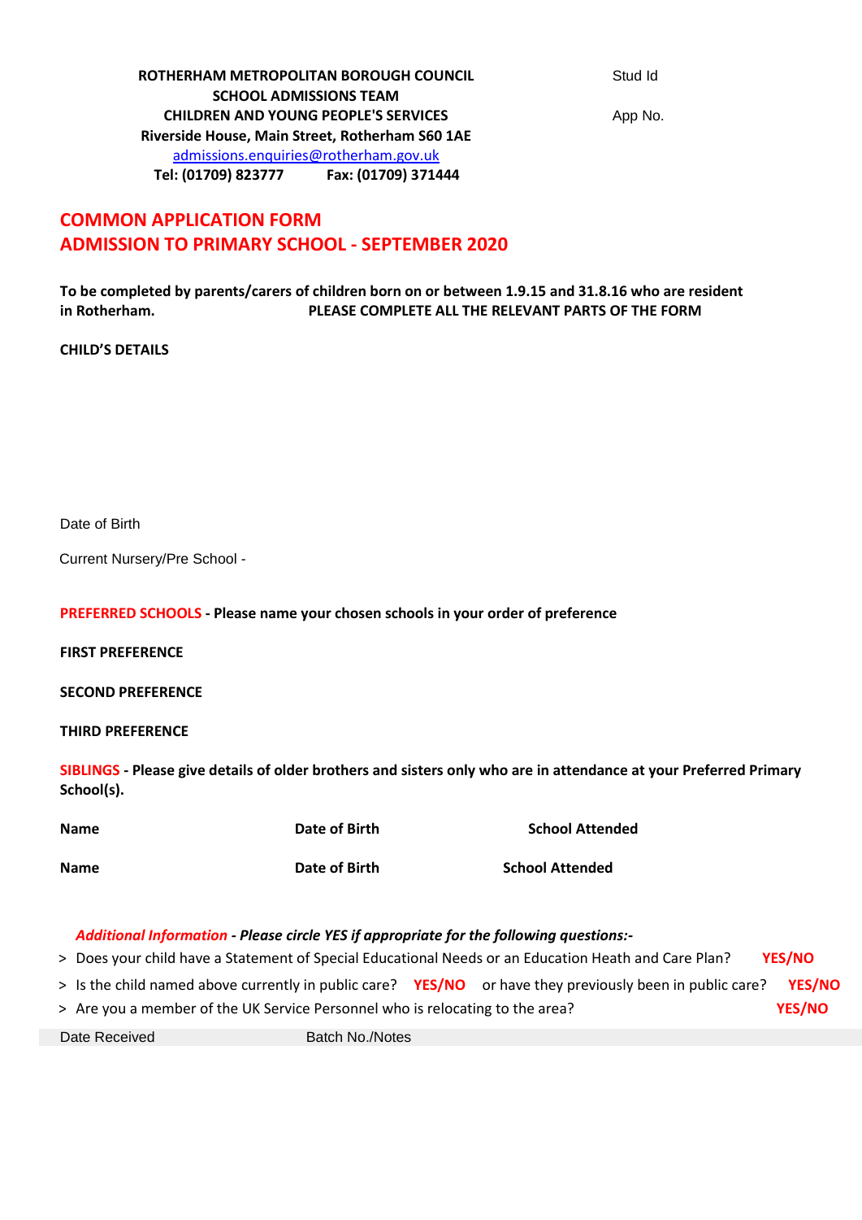**ROTHERHAM METROPOLITAN BOROUGH COUNCIL**
**SCHOOL ADMISSIONS TEAM**
**CHILDREN AND YOUNG PEOPLE'S SERVICES**
**Riverside House, Main Street, Rotherham S60 1AE**
admissions.enquiries@rotherham.gov.uk
**Tel: (01709) 823777 Fax: (01709) 371444**

Stud Id

App No.

# COMMON APPLICATION FORM
# ADMISSION TO PRIMARY SCHOOL - SEPTEMBER 2020

**To be completed by parents/carers of children born on or between 1.9.15 and 31.8.16 who are resident in Rotherham.** **PLEASE COMPLETE ALL THE RELEVANT PARTS OF THE FORM**

**CHILD'S DETAILS**

Date of Birth

Current Nursery/Pre School -

**PREFERRED SCHOOLS - Please name your chosen schools in your order of preference**

**FIRST PREFERENCE**

**SECOND PREFERENCE**

**THIRD PREFERENCE**

**SIBLINGS - Please give details of older brothers and sisters only who are in attendance at your Preferred Primary School(s).**

| Name | Date of Birth | School Attended |
|---|---|---|
| Name | Date of Birth | School Attended |

***Additional Information - Please circle YES if appropriate for the following questions:-***

- Does your child have a Statement of Special Educational Needs or an Education Heath and Care Plan? **YES/NO**
- Is the child named above currently in public care? **YES/NO** or have they previously been in public care? **YES/NO**
- Are you a member of the UK Service Personnel who is relocating to the area? **YES/NO**

Date Received Batch No./Notes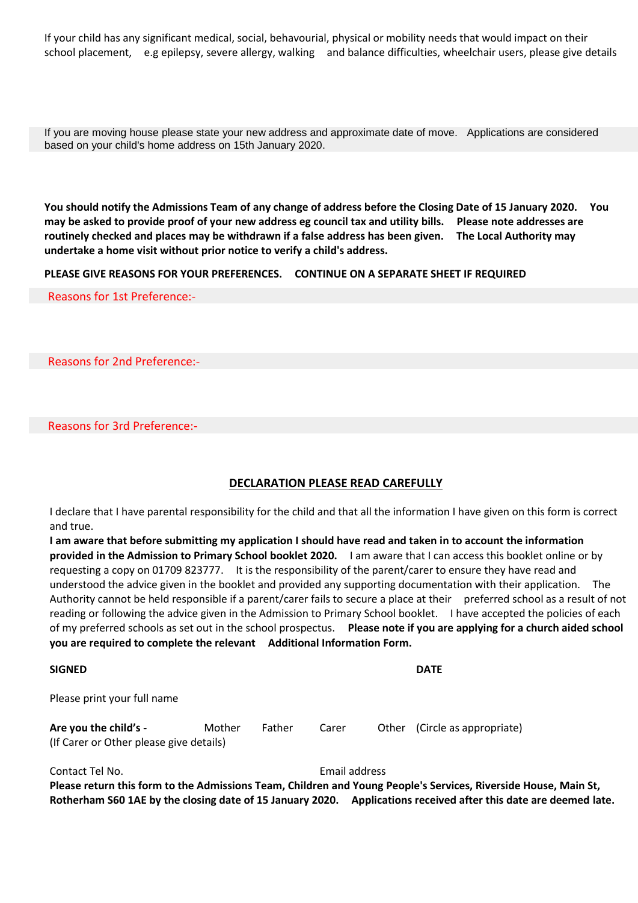If your child has any significant medical, social, behavourial, physical or mobility needs that would impact on their school placement, e.g epilepsy, severe allergy, walking and balance difficulties, wheelchair users, please give details

If you are moving house please state your new address and approximate date of move. Applications are considered based on your child's home address on 15th January 2020.

**You should notify the Admissions Team of any change of address before the Closing Date of 15 January 2020. You may be asked to provide proof of your new address eg council tax and utility bills. Please note addresses are routinely checked and places may be withdrawn if a false address has been given. The Local Authority may undertake a home visit without prior notice to verify a child's address.**

**PLEASE GIVE REASONS FOR YOUR PREFERENCES. CONTINUE ON A SEPARATE SHEET IF REQUIRED**

Reasons for 1st Preference:-

Reasons for 2nd Preference:-

Reasons for 3rd Preference:-

## DECLARATION PLEASE READ CAREFULLY

I declare that I have parental responsibility for the child and that all the information I have given on this form is correct and true.
**I am aware that before submitting my application I should have read and taken in to account the information provided in the Admission to Primary School booklet 2020.** I am aware that I can access this booklet online or by requesting a copy on 01709 823777. It is the responsibility of the parent/carer to ensure they have read and understood the advice given in the booklet and provided any supporting documentation with their application. The Authority cannot be held responsible if a parent/carer fails to secure a place at their preferred school as a result of not reading or following the advice given in the Admission to Primary School booklet. I have accepted the policies of each of my preferred schools as set out in the school prospectus. **Please note if you are applying for a church aided school you are required to complete the relevant Additional Information Form.**

**SIGNED** **DATE**

Please print your full name

**Are you the child's -** Mother Father Carer Other (Circle as appropriate)
(If Carer or Other please give details)

Contact Tel No. Email address

**Please return this form to the Admissions Team, Children and Young People's Services, Riverside House, Main St, Rotherham S60 1AE by the closing date of 15 January 2020. Applications received after this date are deemed late.**